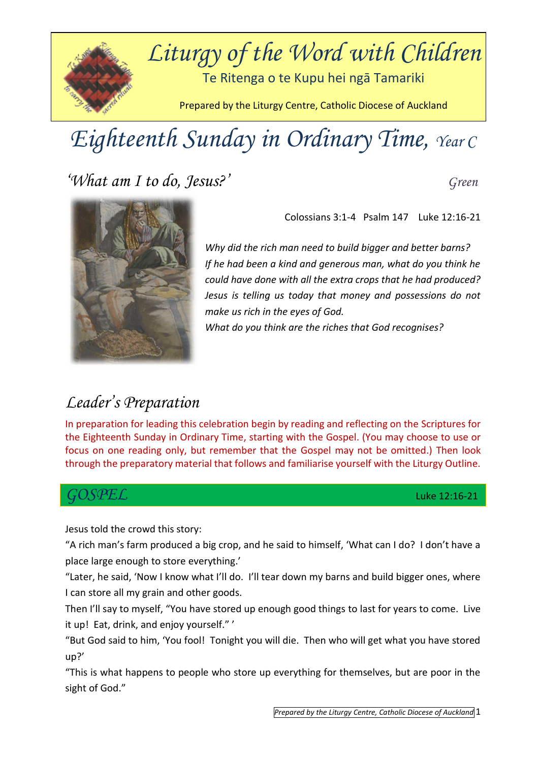# *Liturgy of the Word with Children*

Te Ritenga o te Kupu hei ngā Tamariki

Prepared by the Liturgy Centre, Catholic Diocese of Auckland

# *Eighteenth Sunday in Ordinary Time, Year C*

## *'What am I to do, Jesus?'*

*Green*

Colossians 3:1-4 Psalm 147 Luke 12:16-21

*Why did the rich man need to build bigger and better barns? If he had been a kind and generous man, what do you think he could have done with all the extra crops that he had produced? Jesus is telling us today that money and possessions do not make us rich in the eyes of God. What do you think are the riches that God recognises?*

## *Leader's Preparation*

In preparation for leading this celebration begin by reading and reflecting on the Scriptures for the Eighteenth Sunday in Ordinary Time, starting with the Gospel. (You may choose to use or focus on one reading only, but remember that the Gospel may not be omitted.) Then look through the preparatory material that follows and familiarise yourself with the Liturgy Outline.

## *GOSPEL* — Luke 12:16-21

Jesus told the crowd this story:

"A rich man's farm produced a big crop, and he said to himself, 'What can I do? I don't have a place large enough to store everything.'

"Later, he said, 'Now I know what I'll do. I'll tear down my barns and build bigger ones, where I can store all my grain and other goods.

Then I'll say to myself, "You have stored up enough good things to last for years to come. Live it up! Eat, drink, and enjoy yourself." '

"But God said to him, 'You fool! Tonight you will die. Then who will get what you have stored up?'

"This is what happens to people who store up everything for themselves, but are poor in the sight of God."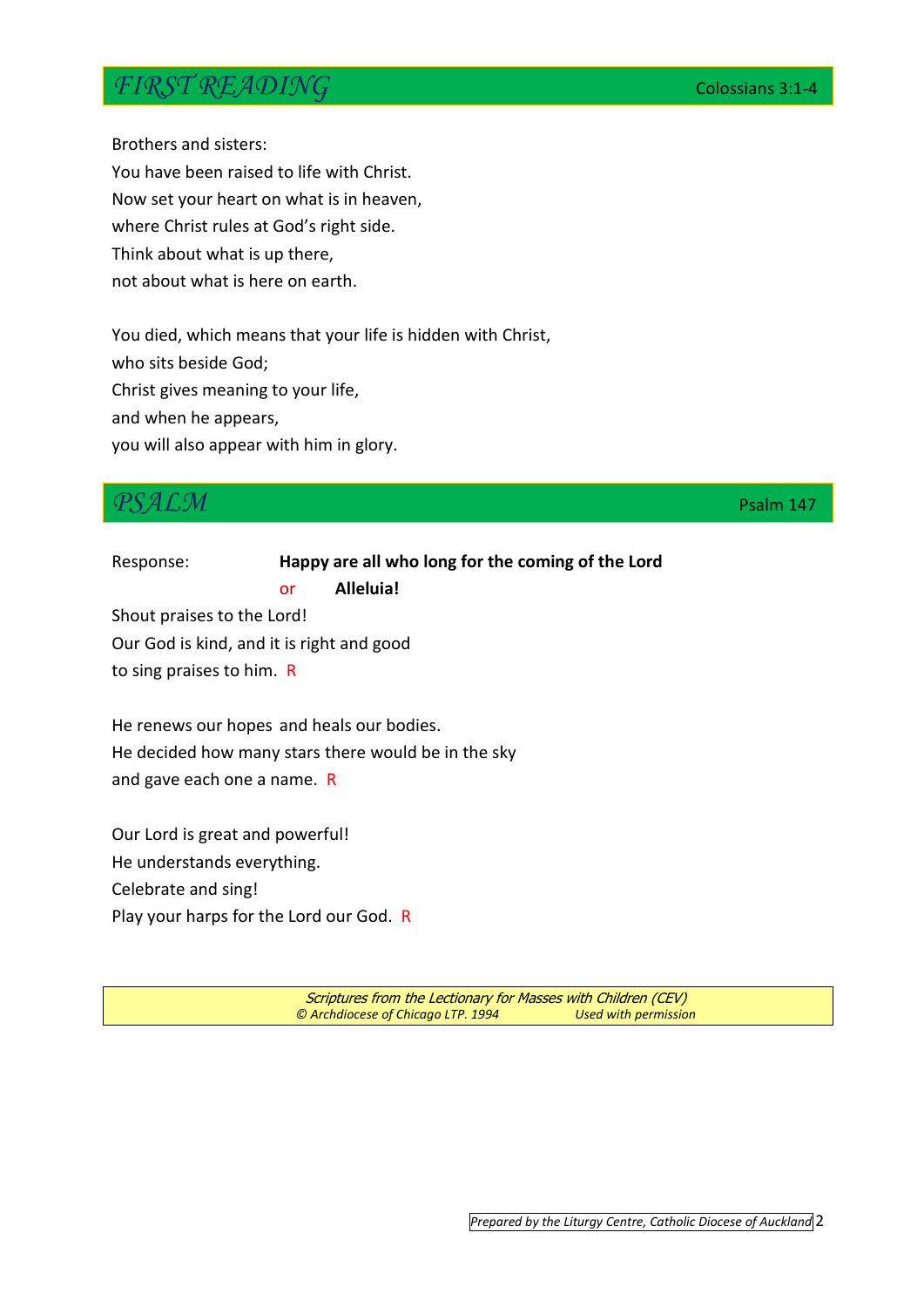## *FIRST READING*

Colossians 3:1-4

Brothers and sisters:
You have been raised to life with Christ.
Now set your heart on what is in heaven,
where Christ rules at God's right side.
Think about what is up there,
not about what is here on earth.

You died, which means that your life is hidden with Christ,
who sits beside God;
Christ gives meaning to your life,
and when he appears,
you will also appear with him in glory.

## *PSALM*

Psalm 147

Response: **Happy are all who long for the coming of the Lord**
or **Alleluia!**

Shout praises to the Lord!
Our God is kind, and it is right and good
to sing praises to him. R

He renews our hopes and heals our bodies.
He decided how many stars there would be in the sky
and gave each one a name. R

Our Lord is great and powerful!
He understands everything.
Celebrate and sing!
Play your harps for the Lord our God. R

*Scriptures from the Lectionary for Masses with Children (CEV)*
*© Archdiocese of Chicago LTP. 1994 Used with permission*

*Prepared by the Liturgy Centre, Catholic Diocese of Auckland*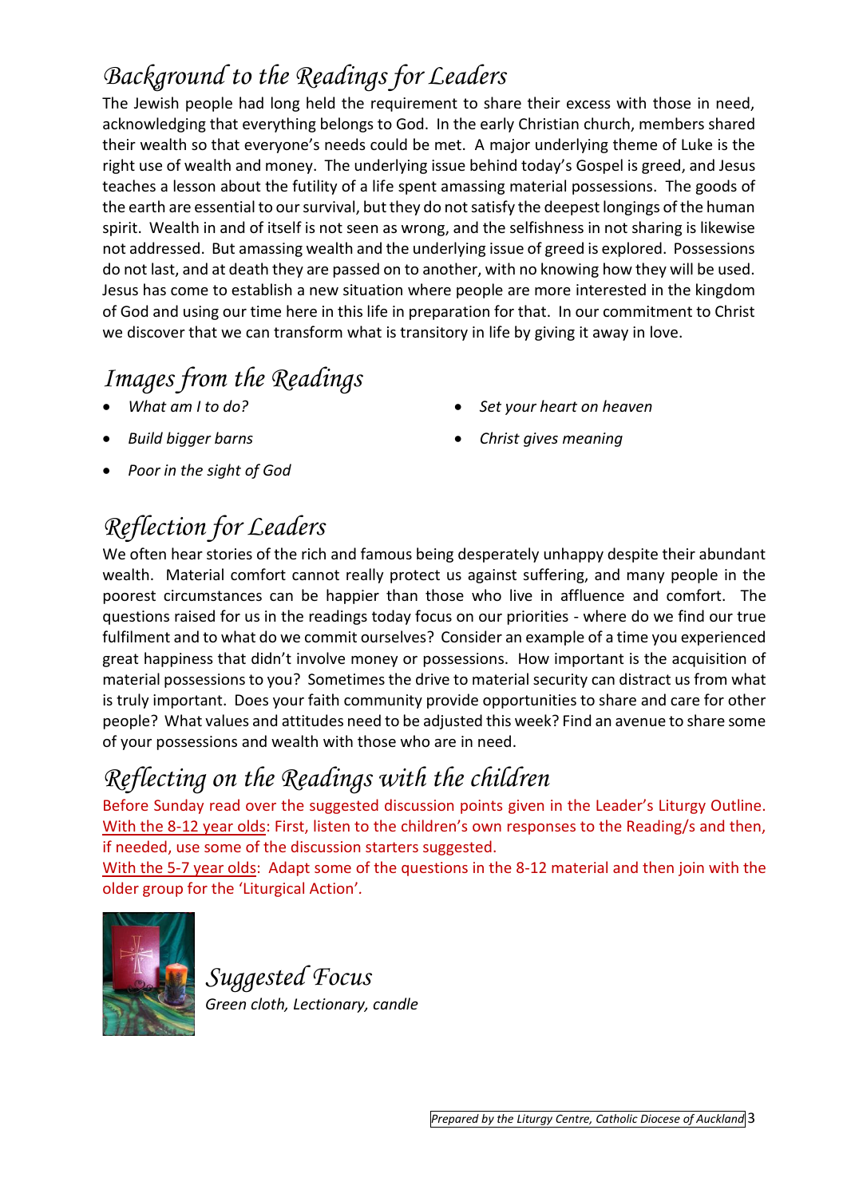## *Background to the Readings for Leaders*

The Jewish people had long held the requirement to share their excess with those in need, acknowledging that everything belongs to God. In the early Christian church, members shared their wealth so that everyone's needs could be met. A major underlying theme of Luke is the right use of wealth and money. The underlying issue behind today's Gospel is greed, and Jesus teaches a lesson about the futility of a life spent amassing material possessions. The goods of the earth are essential to our survival, but they do not satisfy the deepest longings of the human spirit. Wealth in and of itself is not seen as wrong, and the selfishness in not sharing is likewise not addressed. But amassing wealth and the underlying issue of greed is explored. Possessions do not last, and at death they are passed on to another, with no knowing how they will be used. Jesus has come to establish a new situation where people are more interested in the kingdom of God and using our time here in this life in preparation for that. In our commitment to Christ we discover that we can transform what is transitory in life by giving it away in love.

## *Images from the Readings*

- *What am I to do?*
- *Build bigger barns*
- *Poor in the sight of God*
- *Set your heart on heaven*
- *Christ gives meaning*

## *Reflection for Leaders*

We often hear stories of the rich and famous being desperately unhappy despite their abundant wealth. Material comfort cannot really protect us against suffering, and many people in the poorest circumstances can be happier than those who live in affluence and comfort. The questions raised for us in the readings today focus on our priorities - where do we find our true fulfilment and to what do we commit ourselves? Consider an example of a time you experienced great happiness that didn't involve money or possessions. How important is the acquisition of material possessions to you? Sometimes the drive to material security can distract us from what is truly important. Does your faith community provide opportunities to share and care for other people? What values and attitudes need to be adjusted this week? Find an avenue to share some of your possessions and wealth with those who are in need.

## *Reflecting on the Readings with the children*

Before Sunday read over the suggested discussion points given in the Leader's Liturgy Outline.
With the 8-12 year olds: First, listen to the children's own responses to the Reading/s and then, if needed, use some of the discussion starters suggested.
With the 5-7 year olds: Adapt some of the questions in the 8-12 material and then join with the older group for the 'Liturgical Action'.

## *Suggested Focus*

*Green cloth, Lectionary, candle*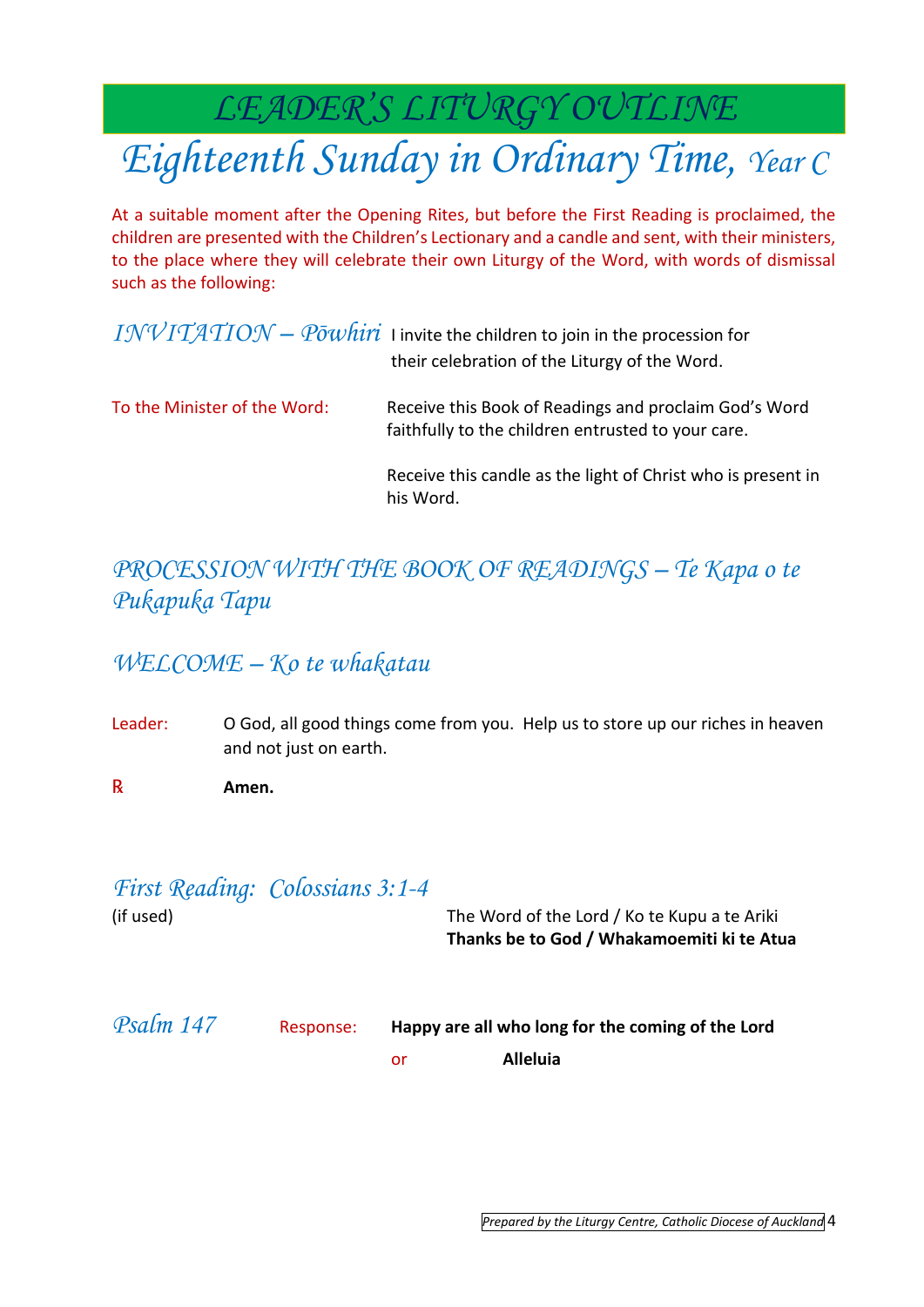# LEADER'S LITURGY OUTLINE

# Eighteenth Sunday in Ordinary Time, Year C

At a suitable moment after the Opening Rites, but before the First Reading is proclaimed, the children are presented with the Children's Lectionary and a candle and sent, with their ministers, to the place where they will celebrate their own Liturgy of the Word, with words of dismissal such as the following:

## *INVITATION – Pōwhiri*

I invite the children to join in the procession for their celebration of the Liturgy of the Word.

To the Minister of the Word:

Receive this Book of Readings and proclaim God's Word faithfully to the children entrusted to your care.

Receive this candle as the light of Christ who is present in his Word.

## *PROCESSION WITH THE BOOK OF READINGS – Te Kapa o te Pukapuka Tapu*

## *WELCOME – Ko te whakatau*

Leader: O God, all good things come from you. Help us to store up our riches in heaven and not just on earth.

℟ **Amen.**

## *First Reading: Colossians 3:1-4*

(if used)

The Word of the Lord / Ko te Kupu a te Ariki
**Thanks be to God / Whakamoemiti ki te Atua**

## *Psalm 147*

Response: **Happy are all who long for the coming of the Lord**

or **Alleluia**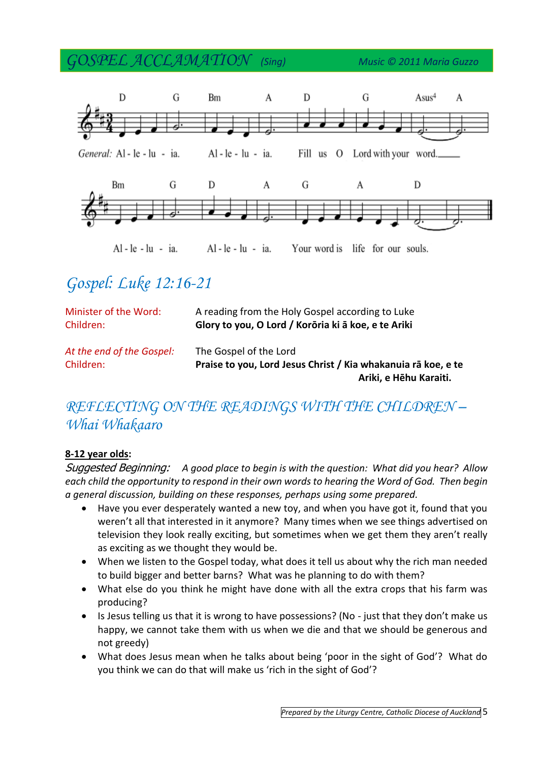## GOSPEL ACCLAMATION *(Sing)* *Music © 2011 Maria Guzzo*

D G Bm A D G Asus4 A

*General:* Al - le - lu - ia. Al - le - lu - ia. Fill us O Lord with your word.

Bm G D A G A D

Al - le - lu - ia. Al - le - lu - ia. Your word is life for our souls.

## *Gospel: Luke 12:16-21*

| | |
|---|---|
| Minister of the Word: | A reading from the Holy Gospel according to Luke |
| Children: | **Glory to you, O Lord / Korōria ki ā koe, e te Ariki** |
| *At the end of the Gospel:* | The Gospel of the Lord |
| Children: | **Praise to you, Lord Jesus Christ / Kia whakanuia rā koe, e te Ariki, e Hēhu Karaiti.** |

## *REFLECTING ON THE READINGS WITH THE CHILDREN – Whai Whakaaro*

**8-12 year olds:**

*Suggested Beginning: A good place to begin is with the question: What did you hear? Allow each child the opportunity to respond in their own words to hearing the Word of God. Then begin a general discussion, building on these responses, perhaps using some prepared.*

- Have you ever desperately wanted a new toy, and when you have got it, found that you weren't all that interested in it anymore? Many times when we see things advertised on television they look really exciting, but sometimes when we get them they aren't really as exciting as we thought they would be.
- When we listen to the Gospel today, what does it tell us about why the rich man needed to build bigger and better barns? What was he planning to do with them?
- What else do you think he might have done with all the extra crops that his farm was producing?
- Is Jesus telling us that it is wrong to have possessions? (No - just that they don't make us happy, we cannot take them with us when we die and that we should be generous and not greedy)
- What does Jesus mean when he talks about being 'poor in the sight of God'? What do you think we can do that will make us 'rich in the sight of God'?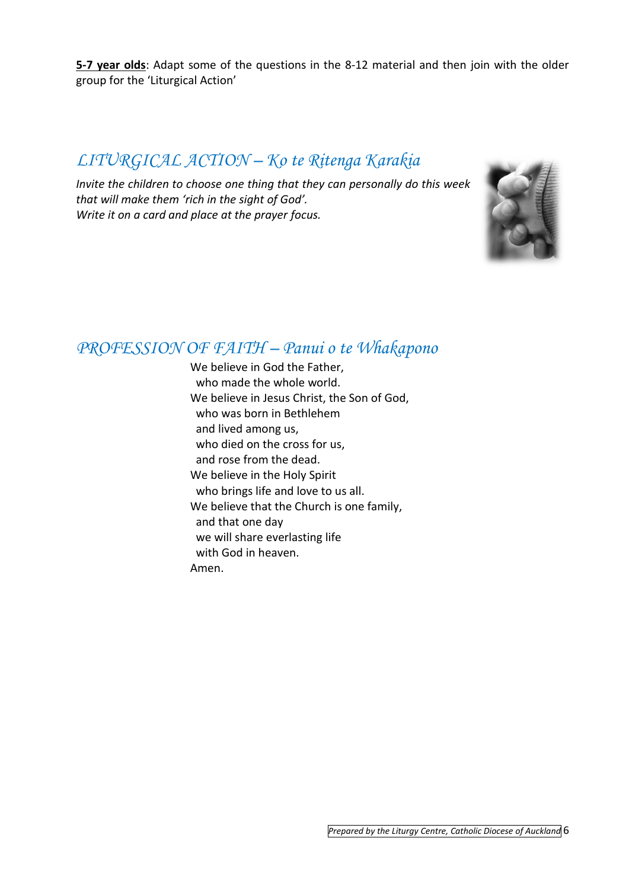**5-7 year olds**: Adapt some of the questions in the 8-12 material and then join with the older group for the 'Liturgical Action'

## *LITURGICAL ACTION – Ko te Ritenga Karakia*

*Invite the children to choose one thing that they can personally do this week that will make them 'rich in the sight of God'.*
*Write it on a card and place at the prayer focus.*

## *PROFESSION OF FAITH – Panui o te Whakapono*

We believe in God the Father,
who made the whole world.
We believe in Jesus Christ, the Son of God,
who was born in Bethlehem
and lived among us,
who died on the cross for us,
and rose from the dead.
We believe in the Holy Spirit
who brings life and love to us all.
We believe that the Church is one family,
and that one day
we will share everlasting life
with God in heaven.
Amen.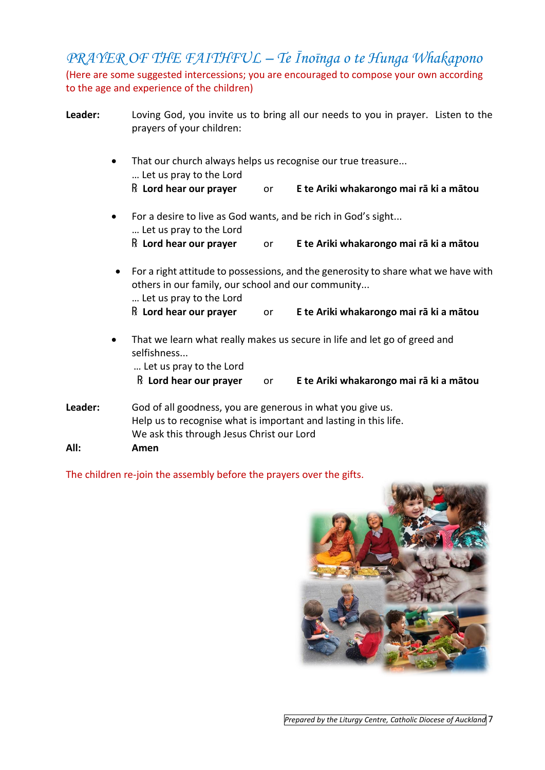## *PRAYER OF THE FAITHFUL – Te Īnoīnga o te Hunga Whakapono*

(Here are some suggested intercessions; you are encouraged to compose your own according to the age and experience of the children)

**Leader:** Loving God, you invite us to bring all our needs to you in prayer. Listen to the prayers of your children:

- That our church always helps us recognise our true treasure...
  … Let us pray to the Lord
  ℟ **Lord hear our prayer** or **E te Ariki whakarongo mai rā ki a mātou**

- For a desire to live as God wants, and be rich in God's sight...
  … Let us pray to the Lord
  ℟ **Lord hear our prayer** or **E te Ariki whakarongo mai rā ki a mātou**

- For a right attitude to possessions, and the generosity to share what we have with others in our family, our school and our community...
  … Let us pray to the Lord
  ℟ **Lord hear our prayer** or **E te Ariki whakarongo mai rā ki a mātou**

- That we learn what really makes us secure in life and let go of greed and selfishness...
  … Let us pray to the Lord
  ℟ **Lord hear our prayer** or **E te Ariki whakarongo mai rā ki a mātou**

**Leader:** God of all goodness, you are generous in what you give us.
Help us to recognise what is important and lasting in this life.
We ask this through Jesus Christ our Lord

**All:** **Amen**

The children re-join the assembly before the prayers over the gifts.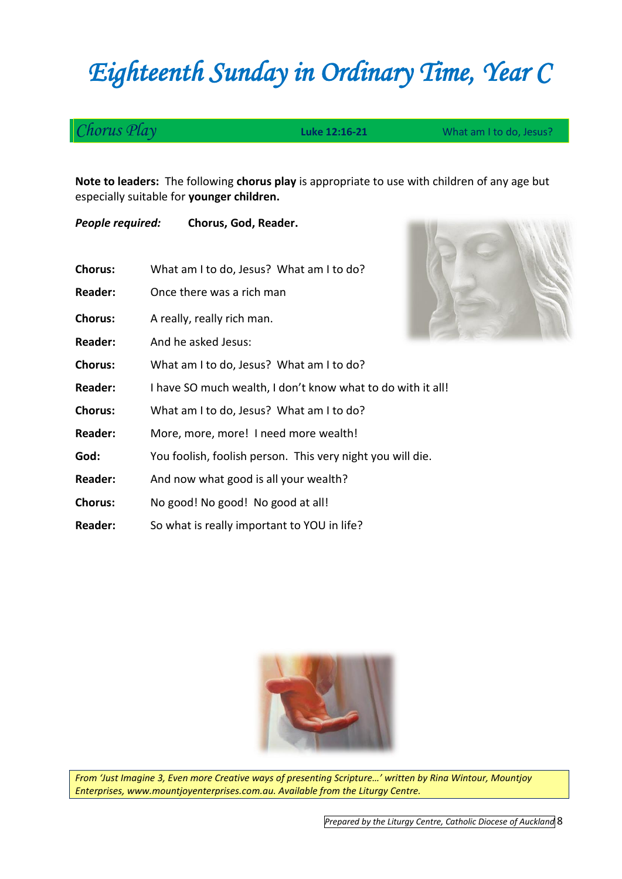# *Eighteenth Sunday in Ordinary Time, Year C*

*Chorus Play* | **Luke 12:16-21** | What am I to do, Jesus?

**Note to leaders:** The following **chorus play** is appropriate to use with children of any age but especially suitable for **younger children.**

***People required:*** **Chorus, God, Reader.**

**Chorus:** What am I to do, Jesus? What am I to do?

**Reader:** Once there was a rich man

**Chorus:** A really, really rich man.

**Reader:** And he asked Jesus:

**Chorus:** What am I to do, Jesus? What am I to do?

**Reader:** I have SO much wealth, I don't know what to do with it all!

**Chorus:** What am I to do, Jesus? What am I to do?

**Reader:** More, more, more! I need more wealth!

**God:** You foolish, foolish person. This very night you will die.

**Reader:** And now what good is all your wealth?

**Chorus:** No good! No good! No good at all!

**Reader:** So what is really important to YOU in life?

*From 'Just Imagine 3, Even more Creative ways of presenting Scripture…' written by Rina Wintour, Mountjoy Enterprises, www.mountjoyenterprises.com.au. Available from the Liturgy Centre.*

*Prepared by the Liturgy Centre, Catholic Diocese of Auckland*